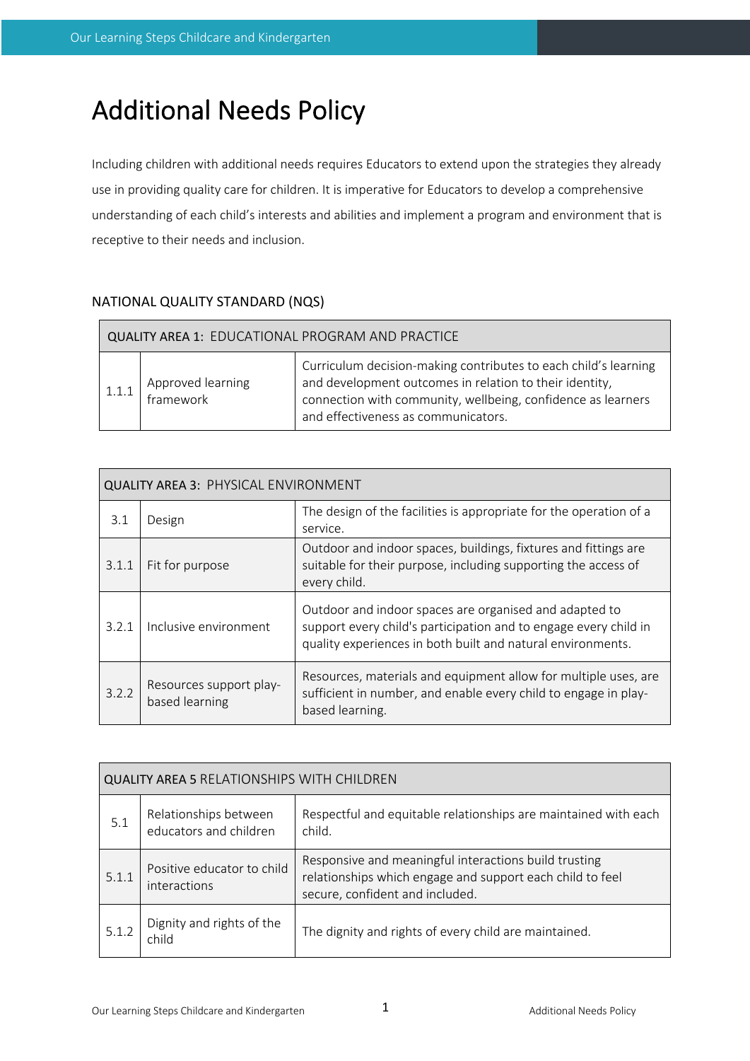# Additional Needs Policy

Including children with additional needs requires Educators to extend upon the strategies they already use in providing quality care for children. It is imperative for Educators to develop a comprehensive understanding of each child's interests and abilities and implement a program and environment that is receptive to their needs and inclusion.

## NATIONAL QUALITY STANDARD (NQS)

| QUALITY AREA 1: EDUCATIONAL PROGRAM AND PRACTICE | | |
|---|---|---|
| 1.1.1 | Approved learning framework | Curriculum decision-making contributes to each child's learning and development outcomes in relation to their identity, connection with community, wellbeing, confidence as learners and effectiveness as communicators. |

| QUALITY AREA 3: PHYSICAL ENVIRONMENT | | |
|---|---|---|
| 3.1 | Design | The design of the facilities is appropriate for the operation of a service. |
| 3.1.1 | Fit for purpose | Outdoor and indoor spaces, buildings, fixtures and fittings are suitable for their purpose, including supporting the access of every child. |
| 3.2.1 | Inclusive environment | Outdoor and indoor spaces are organised and adapted to support every child's participation and to engage every child in quality experiences in both built and natural environments. |
| 3.2.2 | Resources support play-based learning | Resources, materials and equipment allow for multiple uses, are sufficient in number, and enable every child to engage in play-based learning. |

| QUALITY AREA 5 RELATIONSHIPS WITH CHILDREN | | |
|---|---|---|
| 5.1 | Relationships between educators and children | Respectful and equitable relationships are maintained with each child. |
| 5.1.1 | Positive educator to child interactions | Responsive and meaningful interactions build trusting relationships which engage and support each child to feel secure, confident and included. |
| 5.1.2 | Dignity and rights of the child | The dignity and rights of every child are maintained. |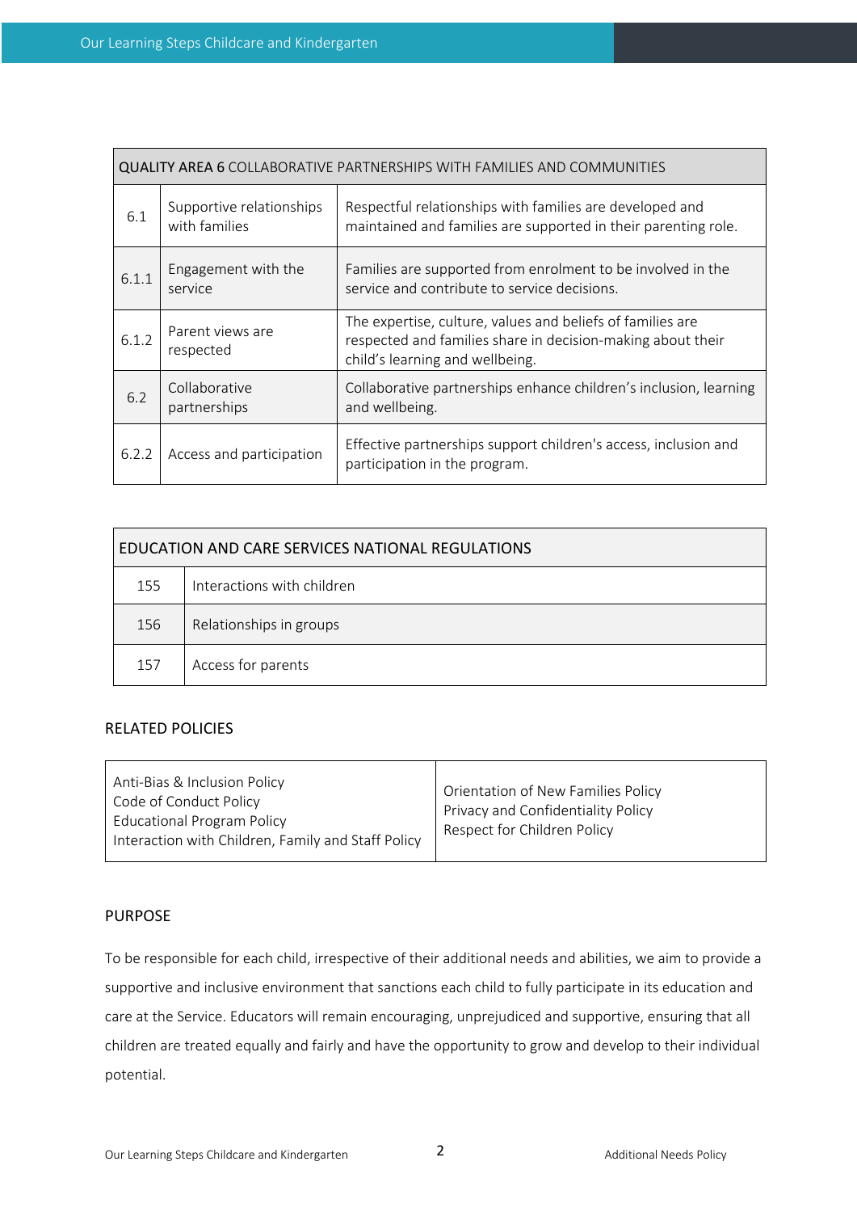| QUALITY AREA 6 COLLABORATIVE PARTNERSHIPS WITH FAMILIES AND COMMUNITIES | | |
|---|---|---|
| 6.1 | Supportive relationships with families | Respectful relationships with families are developed and maintained and families are supported in their parenting role. |
| 6.1.1 | Engagement with the service | Families are supported from enrolment to be involved in the service and contribute to service decisions. |
| 6.1.2 | Parent views are respected | The expertise, culture, values and beliefs of families are respected and families share in decision-making about their child's learning and wellbeing. |
| 6.2 | Collaborative partnerships | Collaborative partnerships enhance children's inclusion, learning and wellbeing. |
| 6.2.2 | Access and participation | Effective partnerships support children's access, inclusion and participation in the program. |

| EDUCATION AND CARE SERVICES NATIONAL REGULATIONS | |
|---|---|
| 155 | Interactions with children |
| 156 | Relationships in groups |
| 157 | Access for parents |

## RELATED POLICIES

| | |
|---|---|
| Anti-Bias & Inclusion Policy<br>Code of Conduct Policy<br>Educational Program Policy<br>Interaction with Children, Family and Staff Policy | Orientation of New Families Policy<br>Privacy and Confidentiality Policy<br>Respect for Children Policy |

## PURPOSE

To be responsible for each child, irrespective of their additional needs and abilities, we aim to provide a supportive and inclusive environment that sanctions each child to fully participate in its education and care at the Service. Educators will remain encouraging, unprejudiced and supportive, ensuring that all children are treated equally and fairly and have the opportunity to grow and develop to their individual potential.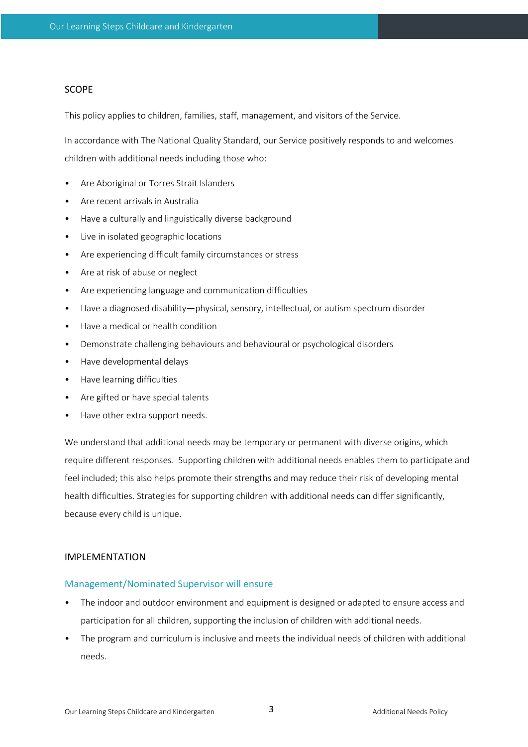## SCOPE

This policy applies to children, families, staff, management, and visitors of the Service.

In accordance with The National Quality Standard, our Service positively responds to and welcomes children with additional needs including those who:

- Are Aboriginal or Torres Strait Islanders
- Are recent arrivals in Australia
- Have a culturally and linguistically diverse background
- Live in isolated geographic locations
- Are experiencing difficult family circumstances or stress
- Are at risk of abuse or neglect
- Are experiencing language and communication difficulties
- Have a diagnosed disability—physical, sensory, intellectual, or autism spectrum disorder
- Have a medical or health condition
- Demonstrate challenging behaviours and behavioural or psychological disorders
- Have developmental delays
- Have learning difficulties
- Are gifted or have special talents
- Have other extra support needs.

We understand that additional needs may be temporary or permanent with diverse origins, which require different responses. Supporting children with additional needs enables them to participate and feel included; this also helps promote their strengths and may reduce their risk of developing mental health difficulties. Strategies for supporting children with additional needs can differ significantly, because every child is unique.

## IMPLEMENTATION

### Management/Nominated Supervisor will ensure

- The indoor and outdoor environment and equipment is designed or adapted to ensure access and participation for all children, supporting the inclusion of children with additional needs.
- The program and curriculum is inclusive and meets the individual needs of children with additional needs.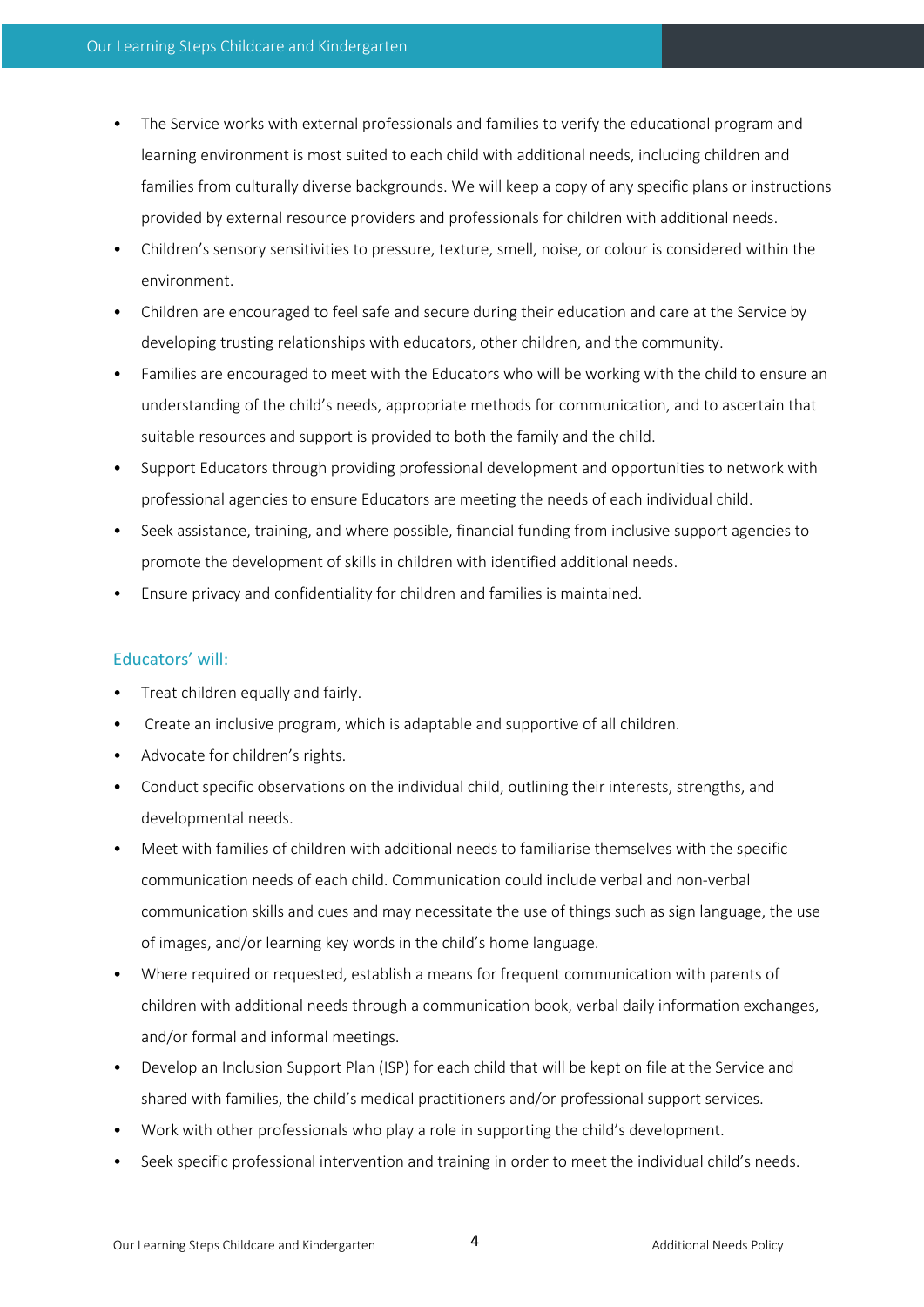- The Service works with external professionals and families to verify the educational program and learning environment is most suited to each child with additional needs, including children and families from culturally diverse backgrounds. We will keep a copy of any specific plans or instructions provided by external resource providers and professionals for children with additional needs.
- Children's sensory sensitivities to pressure, texture, smell, noise, or colour is considered within the environment.
- Children are encouraged to feel safe and secure during their education and care at the Service by developing trusting relationships with educators, other children, and the community.
- Families are encouraged to meet with the Educators who will be working with the child to ensure an understanding of the child's needs, appropriate methods for communication, and to ascertain that suitable resources and support is provided to both the family and the child.
- Support Educators through providing professional development and opportunities to network with professional agencies to ensure Educators are meeting the needs of each individual child.
- Seek assistance, training, and where possible, financial funding from inclusive support agencies to promote the development of skills in children with identified additional needs.
- Ensure privacy and confidentiality for children and families is maintained.

## Educators' will:

- Treat children equally and fairly.
- Create an inclusive program, which is adaptable and supportive of all children.
- Advocate for children's rights.
- Conduct specific observations on the individual child, outlining their interests, strengths, and developmental needs.
- Meet with families of children with additional needs to familiarise themselves with the specific communication needs of each child. Communication could include verbal and non-verbal communication skills and cues and may necessitate the use of things such as sign language, the use of images, and/or learning key words in the child's home language.
- Where required or requested, establish a means for frequent communication with parents of children with additional needs through a communication book, verbal daily information exchanges, and/or formal and informal meetings.
- Develop an Inclusion Support Plan (ISP) for each child that will be kept on file at the Service and shared with families, the child's medical practitioners and/or professional support services.
- Work with other professionals who play a role in supporting the child's development.
- Seek specific professional intervention and training in order to meet the individual child's needs.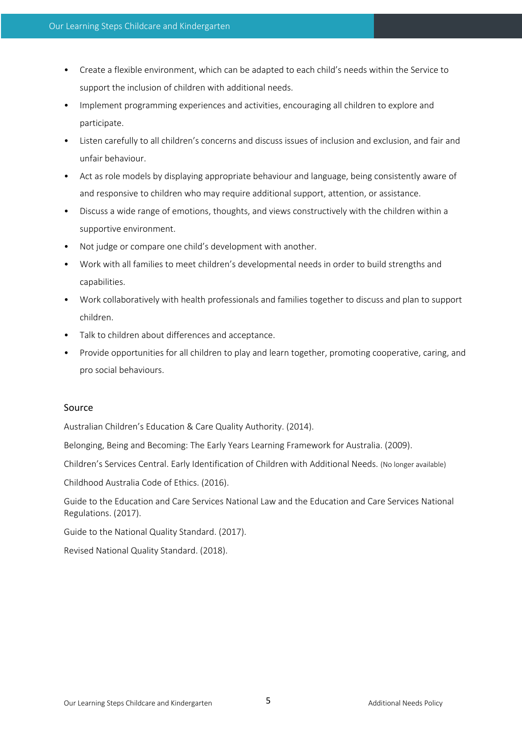- Create a flexible environment, which can be adapted to each child's needs within the Service to support the inclusion of children with additional needs.
- Implement programming experiences and activities, encouraging all children to explore and participate.
- Listen carefully to all children's concerns and discuss issues of inclusion and exclusion, and fair and unfair behaviour.
- Act as role models by displaying appropriate behaviour and language, being consistently aware of and responsive to children who may require additional support, attention, or assistance.
- Discuss a wide range of emotions, thoughts, and views constructively with the children within a supportive environment.
- Not judge or compare one child's development with another.
- Work with all families to meet children's developmental needs in order to build strengths and capabilities.
- Work collaboratively with health professionals and families together to discuss and plan to support children.
- Talk to children about differences and acceptance.
- Provide opportunities for all children to play and learn together, promoting cooperative, caring, and pro social behaviours.

## Source

Australian Children's Education & Care Quality Authority. (2014).

Belonging, Being and Becoming: The Early Years Learning Framework for Australia. (2009).

Children's Services Central. Early Identification of Children with Additional Needs. (No longer available)

Childhood Australia Code of Ethics. (2016).

Guide to the Education and Care Services National Law and the Education and Care Services National Regulations. (2017).

Guide to the National Quality Standard. (2017).

Revised National Quality Standard. (2018).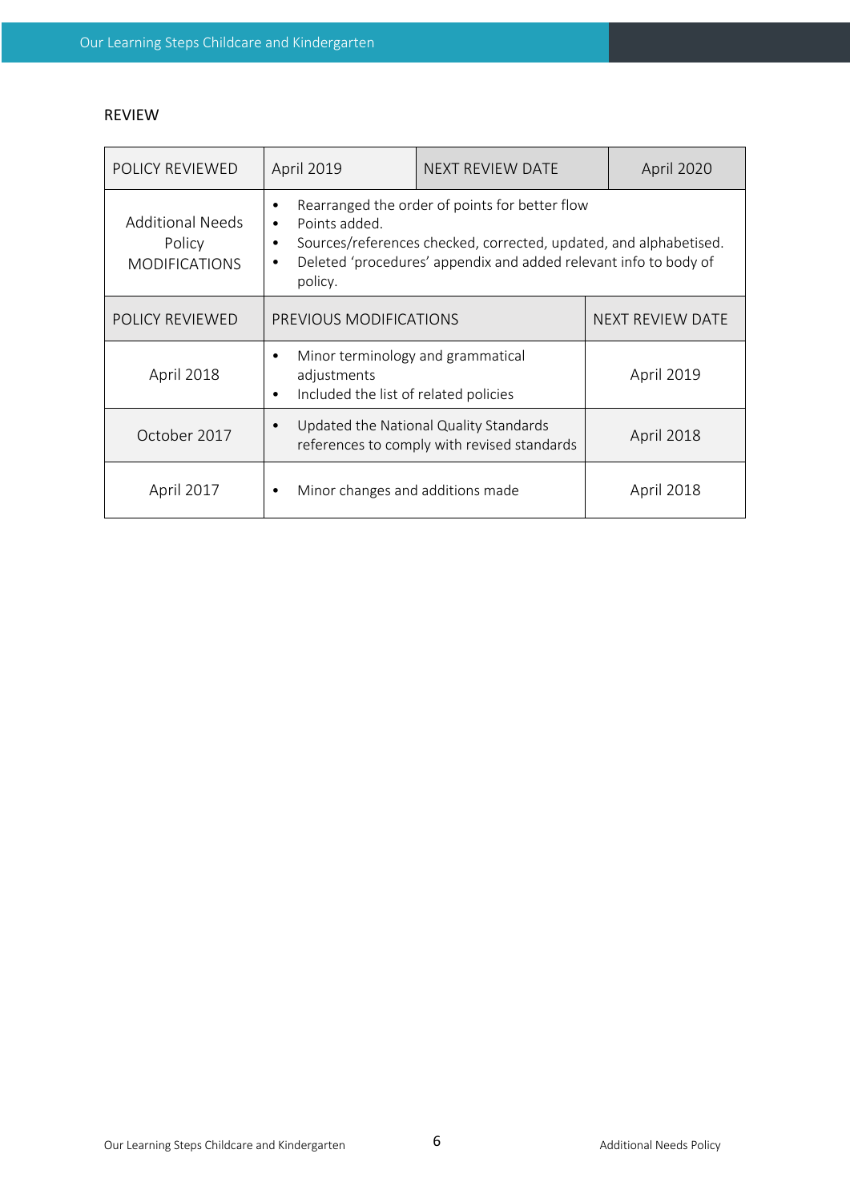REVIEW

| POLICY REVIEWED | April 2019 | NEXT REVIEW DATE | April 2020 |
|---|---|---|---|
| Additional Needs Policy MODIFICATIONS | • Rearranged the order of points for better flow<br>• Points added.<br>• Sources/references checked, corrected, updated, and alphabetised.<br>• Deleted 'procedures' appendix and added relevant info to body of policy. | | |

| POLICY REVIEWED | PREVIOUS MODIFICATIONS | NEXT REVIEW DATE |
|---|---|---|
| April 2018 | • Minor terminology and grammatical adjustments<br>• Included the list of related policies | April 2019 |
| October 2017 | • Updated the National Quality Standards references to comply with revised standards | April 2018 |
| April 2017 | • Minor changes and additions made | April 2018 |